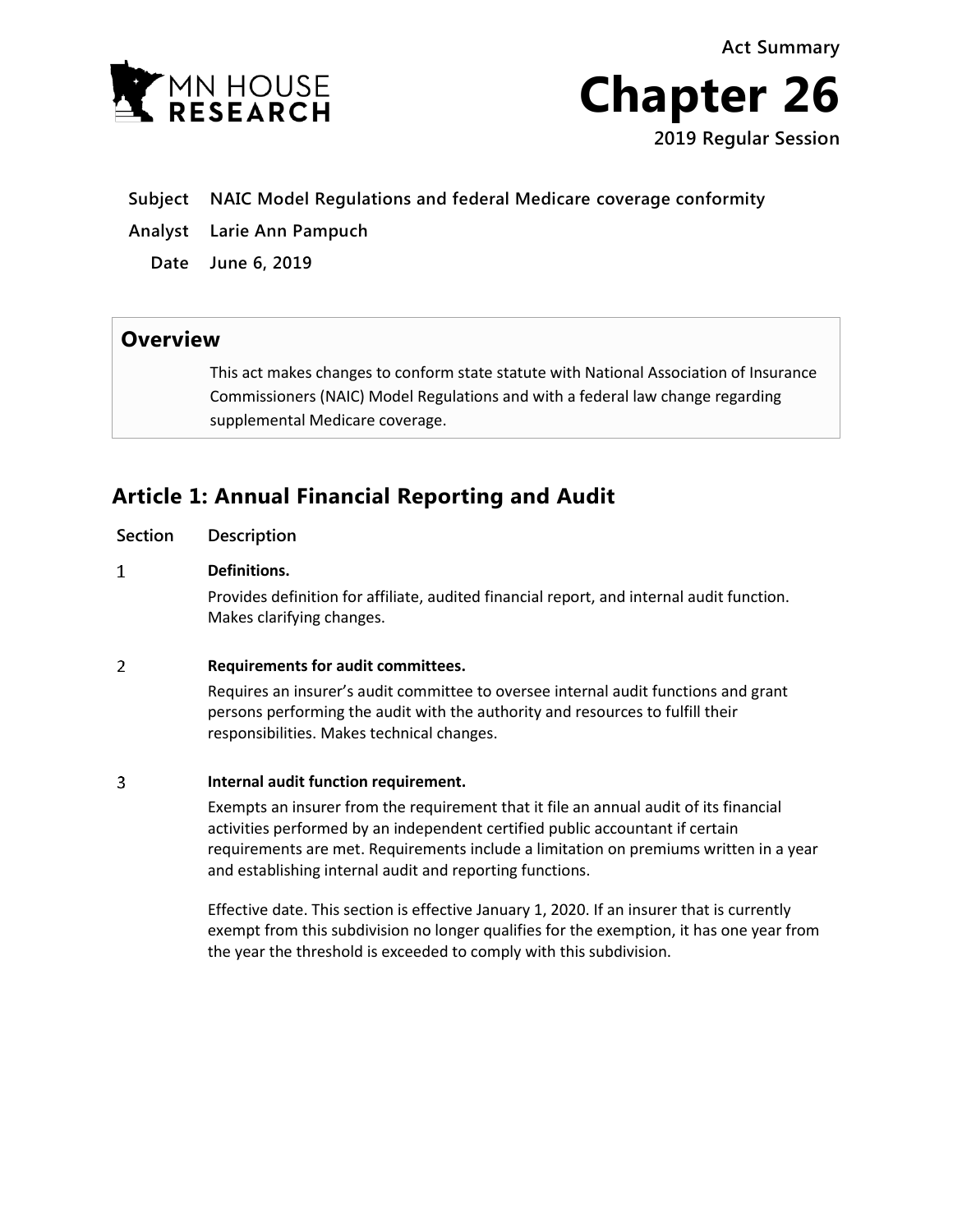Act Summary

# Chapter 26

2019 Regular Session

**Subject** NAIC Model Regulations and federal Medicare coverage conformity

**Analyst** Larie Ann Pampuch

**Date** June 6, 2019

## Overview

This act makes changes to conform state statute with National Association of Insurance Commissioners (NAIC) Model Regulations and with a federal law change regarding supplemental Medicare coverage.

## Article 1: Annual Financial Reporting and Audit

| Section | Description |
|---|---|
| 1 | **Definitions.**<br>Provides definition for affiliate, audited financial report, and internal audit function. Makes clarifying changes. |
| 2 | **Requirements for audit committees.**<br>Requires an insurer's audit committee to oversee internal audit functions and grant persons performing the audit with the authority and resources to fulfill their responsibilities. Makes technical changes. |
| 3 | **Internal audit function requirement.**<br>Exempts an insurer from the requirement that it file an annual audit of its financial activities performed by an independent certified public accountant if certain requirements are met. Requirements include a limitation on premiums written in a year and establishing internal audit and reporting functions.<br><br>Effective date. This section is effective January 1, 2020. If an insurer that is currently exempt from this subdivision no longer qualifies for the exemption, it has one year from the year the threshold is exceeded to comply with this subdivision. |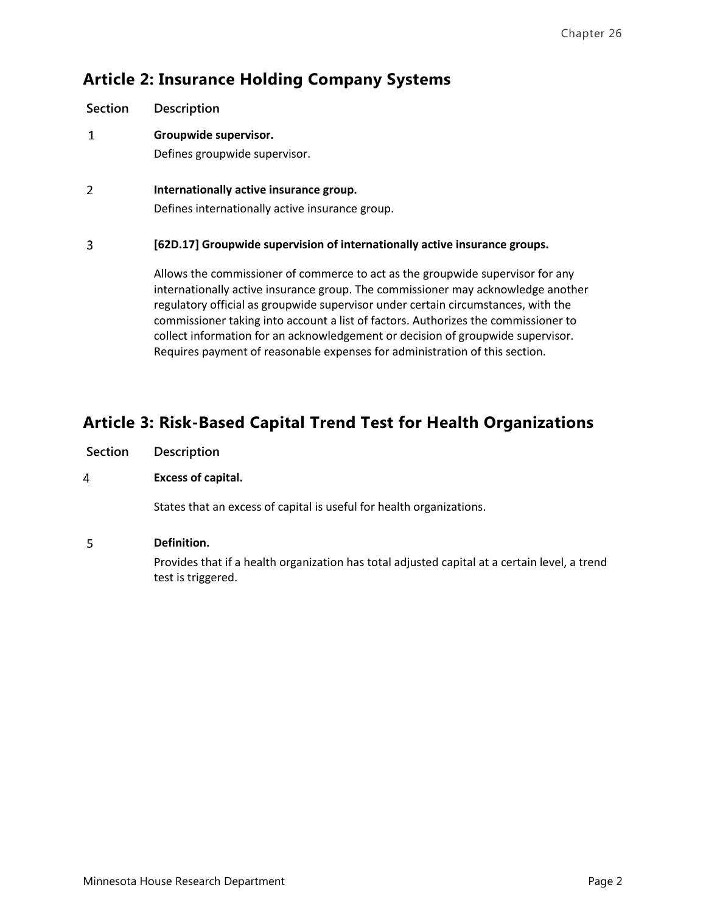## Article 2: Insurance Holding Company Systems

| Section | Description |
|---|---|
| 1 | **Groupwide supervisor.** Defines groupwide supervisor. |
| 2 | **Internationally active insurance group.** Defines internationally active insurance group. |
| 3 | **[62D.17] Groupwide supervision of internationally active insurance groups.** Allows the commissioner of commerce to act as the groupwide supervisor for any internationally active insurance group. The commissioner may acknowledge another regulatory official as groupwide supervisor under certain circumstances, with the commissioner taking into account a list of factors. Authorizes the commissioner to collect information for an acknowledgement or decision of groupwide supervisor. Requires payment of reasonable expenses for administration of this section. |

## Article 3: Risk-Based Capital Trend Test for Health Organizations

| Section | Description |
|---|---|
| 4 | **Excess of capital.** States that an excess of capital is useful for health organizations. |
| 5 | **Definition.** Provides that if a health organization has total adjusted capital at a certain level, a trend test is triggered. |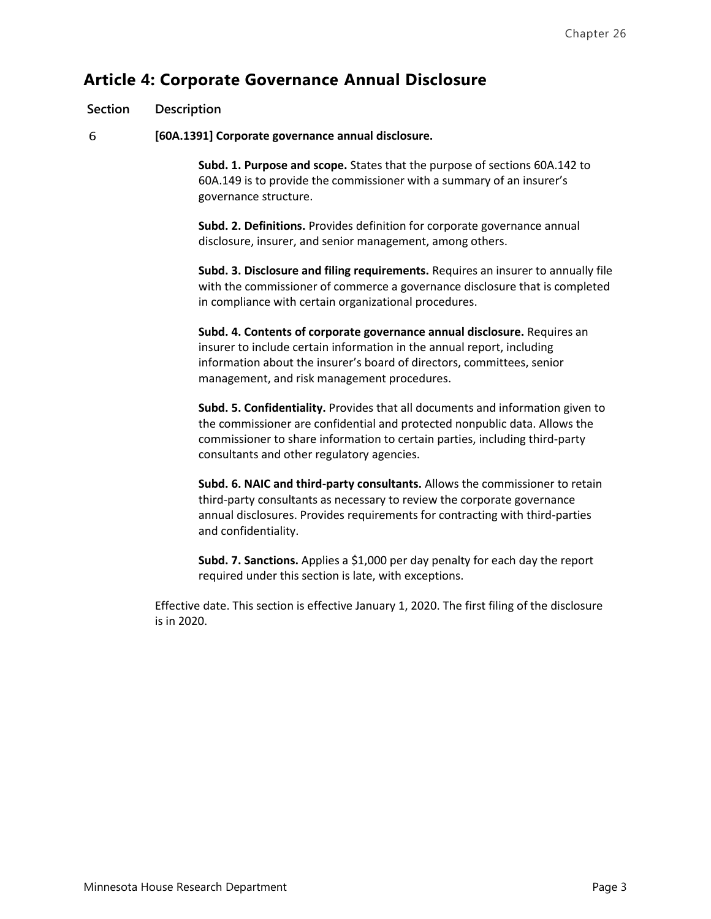## Article 4: Corporate Governance Annual Disclosure

| Section | Description |
|---|---|
| 6 | **[60A.1391] Corporate governance annual disclosure.** |

**Subd. 1. Purpose and scope.** States that the purpose of sections 60A.142 to 60A.149 is to provide the commissioner with a summary of an insurer's governance structure.

**Subd. 2. Definitions.** Provides definition for corporate governance annual disclosure, insurer, and senior management, among others.

**Subd. 3. Disclosure and filing requirements.** Requires an insurer to annually file with the commissioner of commerce a governance disclosure that is completed in compliance with certain organizational procedures.

**Subd. 4. Contents of corporate governance annual disclosure.** Requires an insurer to include certain information in the annual report, including information about the insurer's board of directors, committees, senior management, and risk management procedures.

**Subd. 5. Confidentiality.** Provides that all documents and information given to the commissioner are confidential and protected nonpublic data. Allows the commissioner to share information to certain parties, including third-party consultants and other regulatory agencies.

**Subd. 6. NAIC and third-party consultants.** Allows the commissioner to retain third-party consultants as necessary to review the corporate governance annual disclosures. Provides requirements for contracting with third-parties and confidentiality.

**Subd. 7. Sanctions.** Applies a $1,000 per day penalty for each day the report required under this section is late, with exceptions.

Effective date. This section is effective January 1, 2020. The first filing of the disclosure is in 2020.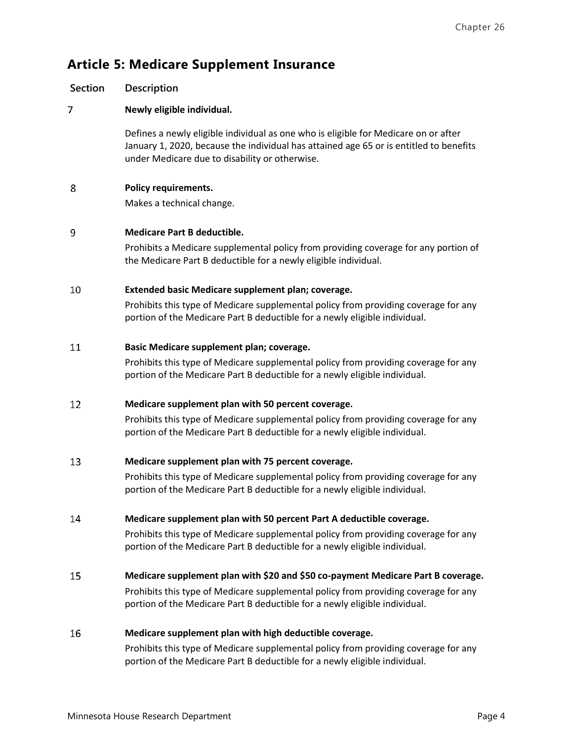## Article 5: Medicare Supplement Insurance

| Section | Description |
|---|---|
| 7 | **Newly eligible individual.** Defines a newly eligible individual as one who is eligible for Medicare on or after January 1, 2020, because the individual has attained age 65 or is entitled to benefits under Medicare due to disability or otherwise. |
| 8 | **Policy requirements.** Makes a technical change. |
| 9 | **Medicare Part B deductible.** Prohibits a Medicare supplemental policy from providing coverage for any portion of the Medicare Part B deductible for a newly eligible individual. |
| 10 | **Extended basic Medicare supplement plan; coverage.** Prohibits this type of Medicare supplemental policy from providing coverage for any portion of the Medicare Part B deductible for a newly eligible individual. |
| 11 | **Basic Medicare supplement plan; coverage.** Prohibits this type of Medicare supplemental policy from providing coverage for any portion of the Medicare Part B deductible for a newly eligible individual. |
| 12 | **Medicare supplement plan with 50 percent coverage.** Prohibits this type of Medicare supplemental policy from providing coverage for any portion of the Medicare Part B deductible for a newly eligible individual. |
| 13 | **Medicare supplement plan with 75 percent coverage.** Prohibits this type of Medicare supplemental policy from providing coverage for any portion of the Medicare Part B deductible for a newly eligible individual. |
| 14 | **Medicare supplement plan with 50 percent Part A deductible coverage.** Prohibits this type of Medicare supplemental policy from providing coverage for any portion of the Medicare Part B deductible for a newly eligible individual. |
| 15 | **Medicare supplement plan with $20 and $50 co-payment Medicare Part B coverage.** Prohibits this type of Medicare supplemental policy from providing coverage for any portion of the Medicare Part B deductible for a newly eligible individual. |
| 16 | **Medicare supplement plan with high deductible coverage.** Prohibits this type of Medicare supplemental policy from providing coverage for any portion of the Medicare Part B deductible for a newly eligible individual. |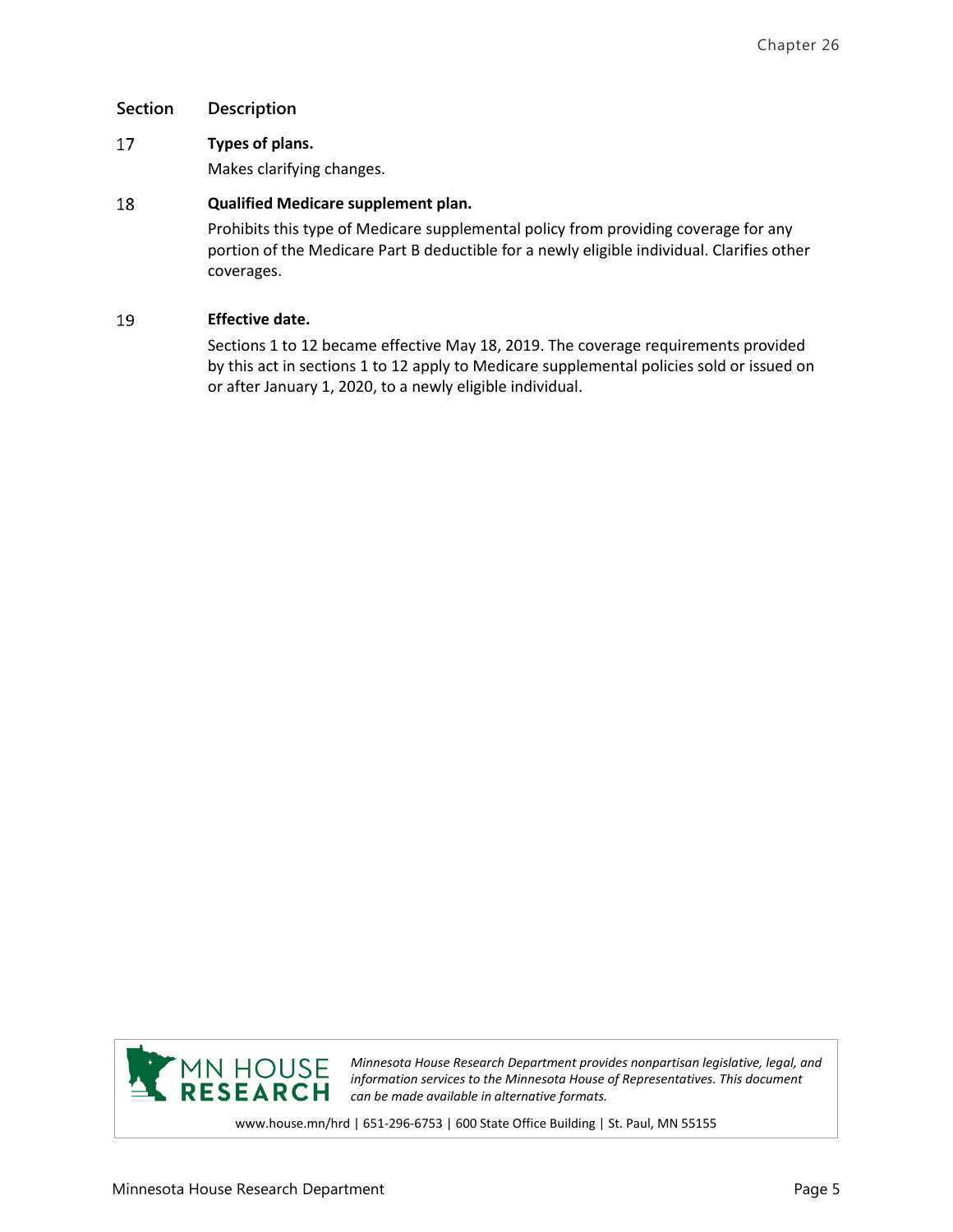| Section | Description |
| --- | --- |
| 17 | **Types of plans.**<br>Makes clarifying changes. |
| 18 | **Qualified Medicare supplement plan.**<br>Prohibits this type of Medicare supplemental policy from providing coverage for any portion of the Medicare Part B deductible for a newly eligible individual. Clarifies other coverages. |
| 19 | **Effective date.**<br>Sections 1 to 12 became effective May 18, 2019. The coverage requirements provided by this act in sections 1 to 12 apply to Medicare supplemental policies sold or issued on or after January 1, 2020, to a newly eligible individual. |

MN HOUSE RESEARCH

*Minnesota House Research Department provides nonpartisan legislative, legal, and information services to the Minnesota House of Representatives. This document can be made available in alternative formats.*

www.house.mn/hrd | 651-296-6753 | 600 State Office Building | St. Paul, MN 55155